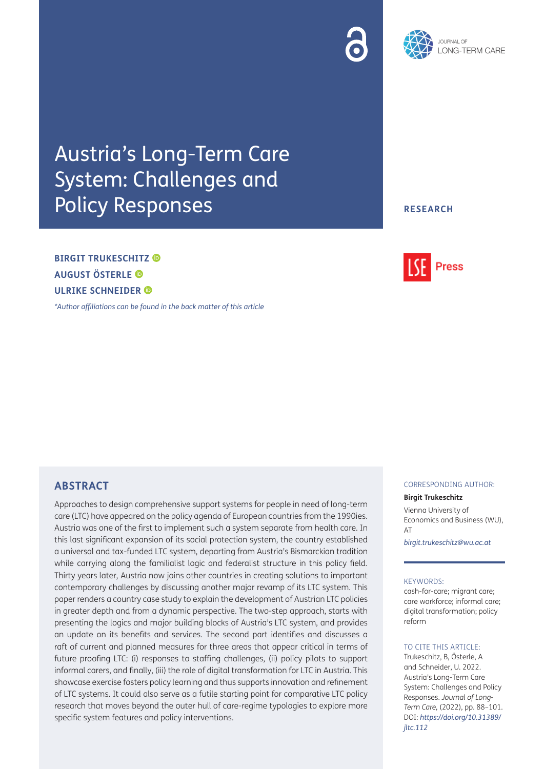# Austria's Long-Term Care System: Challenges and Policy Responses

**RESEARCH**

**BIRGIT TRUKESCHITZ**
**AUGUST ÖSTERLE**
**ULRIKE SCHNEIDER**

*\*Author affiliations can be found in the back matter of this article*

## ABSTRACT

Approaches to design comprehensive support systems for people in need of long-term care (LTC) have appeared on the policy agenda of European countries from the 1990ies. Austria was one of the first to implement such a system separate from health care. In this last significant expansion of its social protection system, the country established a universal and tax-funded LTC system, departing from Austria's Bismarckian tradition while carrying along the familialist logic and federalist structure in this policy field. Thirty years later, Austria now joins other countries in creating solutions to important contemporary challenges by discussing another major revamp of its LTC system. This paper renders a country case study to explain the development of Austrian LTC policies in greater depth and from a dynamic perspective. The two-step approach, starts with presenting the logics and major building blocks of Austria's LTC system, and provides an update on its benefits and services. The second part identifies and discusses a raft of current and planned measures for three areas that appear critical in terms of future proofing LTC: (i) responses to staffing challenges, (ii) policy pilots to support informal carers, and finally, (iii) the role of digital transformation for LTC in Austria. This showcase exercise fosters policy learning and thus supports innovation and refinement of LTC systems. It could also serve as a futile starting point for comparative LTC policy research that moves beyond the outer hull of care-regime typologies to explore more specific system features and policy interventions.

CORRESPONDING AUTHOR:

**Birgit Trukeschitz**

Vienna University of Economics and Business (WU), AT

*birgit.trukeschitz@wu.ac.at*

KEYWORDS:

cash-for-care; migrant care; care workforce; informal care; digital transformation; policy reform

TO CITE THIS ARTICLE:

Trukeschitz, B, Österle, A and Schneider, U. 2022. Austria's Long-Term Care System: Challenges and Policy Responses. *Journal of Long-Term Care,* (2022), pp. 88–101. DOI: *https://doi.org/10.31389/jltc.112*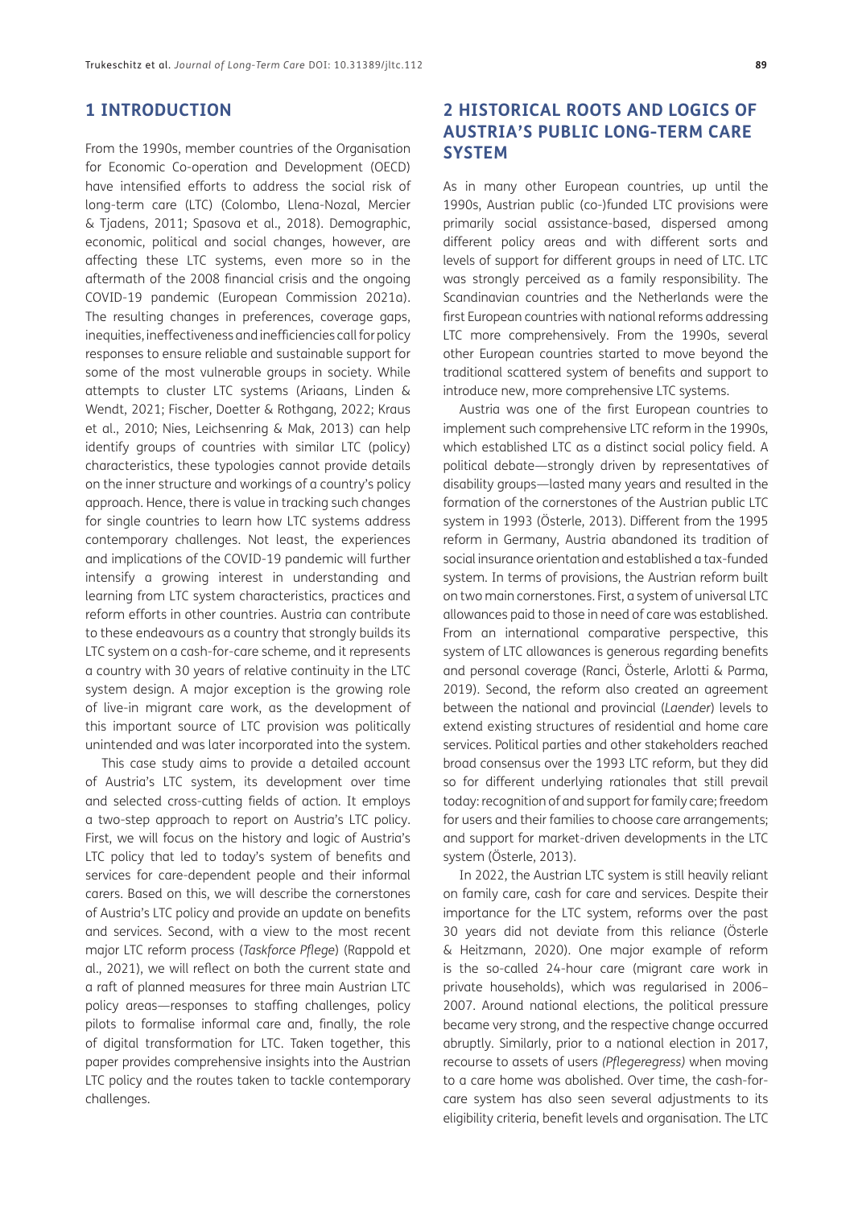## 1 INTRODUCTION

From the 1990s, member countries of the Organisation for Economic Co-operation and Development (OECD) have intensified efforts to address the social risk of long-term care (LTC) (Colombo, Llena-Nozal, Mercier & Tjadens, 2011; Spasova et al., 2018). Demographic, economic, political and social changes, however, are affecting these LTC systems, even more so in the aftermath of the 2008 financial crisis and the ongoing COVID-19 pandemic (European Commission 2021a). The resulting changes in preferences, coverage gaps, inequities, ineffectiveness and inefficiencies call for policy responses to ensure reliable and sustainable support for some of the most vulnerable groups in society. While attempts to cluster LTC systems (Ariaans, Linden & Wendt, 2021; Fischer, Doetter & Rothgang, 2022; Kraus et al., 2010; Nies, Leichsenring & Mak, 2013) can help identify groups of countries with similar LTC (policy) characteristics, these typologies cannot provide details on the inner structure and workings of a country's policy approach. Hence, there is value in tracking such changes for single countries to learn how LTC systems address contemporary challenges. Not least, the experiences and implications of the COVID-19 pandemic will further intensify a growing interest in understanding and learning from LTC system characteristics, practices and reform efforts in other countries. Austria can contribute to these endeavours as a country that strongly builds its LTC system on a cash-for-care scheme, and it represents a country with 30 years of relative continuity in the LTC system design. A major exception is the growing role of live-in migrant care work, as the development of this important source of LTC provision was politically unintended and was later incorporated into the system.

This case study aims to provide a detailed account of Austria's LTC system, its development over time and selected cross-cutting fields of action. It employs a two-step approach to report on Austria's LTC policy. First, we will focus on the history and logic of Austria's LTC policy that led to today's system of benefits and services for care-dependent people and their informal carers. Based on this, we will describe the cornerstones of Austria's LTC policy and provide an update on benefits and services. Second, with a view to the most recent major LTC reform process (*Taskforce Pflege*) (Rappold et al., 2021), we will reflect on both the current state and a raft of planned measures for three main Austrian LTC policy areas—responses to staffing challenges, policy pilots to formalise informal care and, finally, the role of digital transformation for LTC. Taken together, this paper provides comprehensive insights into the Austrian LTC policy and the routes taken to tackle contemporary challenges.

## 2 HISTORICAL ROOTS AND LOGICS OF AUSTRIA'S PUBLIC LONG-TERM CARE SYSTEM

As in many other European countries, up until the 1990s, Austrian public (co-)funded LTC provisions were primarily social assistance-based, dispersed among different policy areas and with different sorts and levels of support for different groups in need of LTC. LTC was strongly perceived as a family responsibility. The Scandinavian countries and the Netherlands were the first European countries with national reforms addressing LTC more comprehensively. From the 1990s, several other European countries started to move beyond the traditional scattered system of benefits and support to introduce new, more comprehensive LTC systems.

Austria was one of the first European countries to implement such comprehensive LTC reform in the 1990s, which established LTC as a distinct social policy field. A political debate—strongly driven by representatives of disability groups—lasted many years and resulted in the formation of the cornerstones of the Austrian public LTC system in 1993 (Österle, 2013). Different from the 1995 reform in Germany, Austria abandoned its tradition of social insurance orientation and established a tax-funded system. In terms of provisions, the Austrian reform built on two main cornerstones. First, a system of universal LTC allowances paid to those in need of care was established. From an international comparative perspective, this system of LTC allowances is generous regarding benefits and personal coverage (Ranci, Österle, Arlotti & Parma, 2019). Second, the reform also created an agreement between the national and provincial (*Laender*) levels to extend existing structures of residential and home care services. Political parties and other stakeholders reached broad consensus over the 1993 LTC reform, but they did so for different underlying rationales that still prevail today: recognition of and support for family care; freedom for users and their families to choose care arrangements; and support for market-driven developments in the LTC system (Österle, 2013).

In 2022, the Austrian LTC system is still heavily reliant on family care, cash for care and services. Despite their importance for the LTC system, reforms over the past 30 years did not deviate from this reliance (Österle & Heitzmann, 2020). One major example of reform is the so-called 24-hour care (migrant care work in private households), which was regularised in 2006–2007. Around national elections, the political pressure became very strong, and the respective change occurred abruptly. Similarly, prior to a national election in 2017, recourse to assets of users *(Pflegeregress)* when moving to a care home was abolished. Over time, the cash-for-care system has also seen several adjustments to its eligibility criteria, benefit levels and organisation. The LTC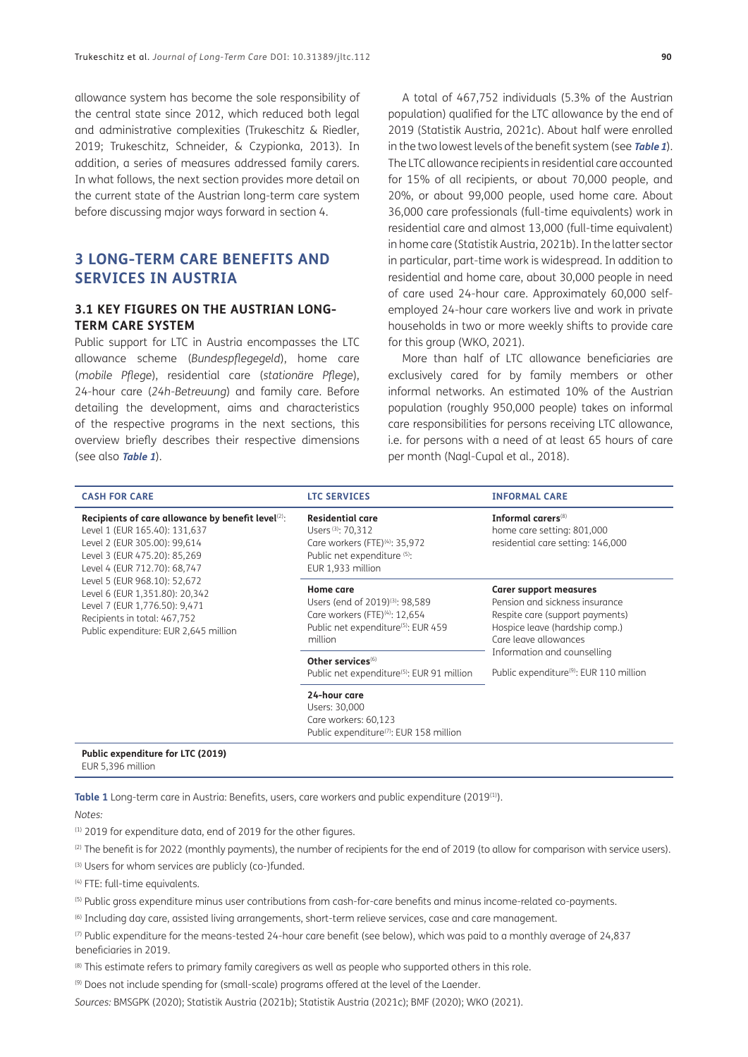allowance system has become the sole responsibility of the central state since 2012, which reduced both legal and administrative complexities (Trukeschitz & Riedler, 2019; Trukeschitz, Schneider, & Czypionka, 2013). In addition, a series of measures addressed family carers. In what follows, the next section provides more detail on the current state of the Austrian long-term care system before discussing major ways forward in section 4.

## 3 LONG-TERM CARE BENEFITS AND SERVICES IN AUSTRIA

### 3.1 KEY FIGURES ON THE AUSTRIAN LONG-TERM CARE SYSTEM

Public support for LTC in Austria encompasses the LTC allowance scheme (*Bundespflegegeld*), home care (*mobile Pflege*), residential care (*stationäre Pflege*), 24-hour care (*24h-Betreuung*) and family care. Before detailing the development, aims and characteristics of the respective programs in the next sections, this overview briefly describes their respective dimensions (see also ***Table 1***).

A total of 467,752 individuals (5.3% of the Austrian population) qualified for the LTC allowance by the end of 2019 (Statistik Austria, 2021c). About half were enrolled in the two lowest levels of the benefit system (see ***Table 1***). The LTC allowance recipients in residential care accounted for 15% of all recipients, or about 70,000 people, and 20%, or about 99,000 people, used home care. About 36,000 care professionals (full-time equivalents) work in residential care and almost 13,000 (full-time equivalent) in home care (Statistik Austria, 2021b). In the latter sector in particular, part-time work is widespread. In addition to residential and home care, about 30,000 people in need of care used 24-hour care. Approximately 60,000 self-employed 24-hour care workers live and work in private households in two or more weekly shifts to provide care for this group (WKO, 2021).

More than half of LTC allowance beneficiaries are exclusively cared for by family members or other informal networks. An estimated 10% of the Austrian population (roughly 950,000 people) takes on informal care responsibilities for persons receiving LTC allowance, i.e. for persons with a need of at least 65 hours of care per month (Nagl-Cupal et al., 2018).

| CASH FOR CARE | LTC SERVICES | INFORMAL CARE |
|---|---|---|
| **Recipients of care allowance by benefit level**[2]:<br>Level 1 (EUR 165.40): 131,637<br>Level 2 (EUR 305.00): 99,614<br>Level 3 (EUR 475.20): 85,269<br>Level 4 (EUR 712.70): 68,747<br>Level 5 (EUR 968.10): 52,672<br>Level 6 (EUR 1,351.80): 20,342<br>Level 7 (EUR 1,776.50): 9,471<br>Recipients in total: 467,752<br>Public expenditure: EUR 2,645 million | **Residential care**<br>Users[3]: 70,312<br>Care workers (FTE)[4]: 35,972<br>Public net expenditure[5]: EUR 1,933 million | **Informal carers**[8]<br>home care setting: 801,000<br>residential care setting: 146,000 |
| | **Home care**<br>Users (end of 2019)[3]: 98,589<br>Care workers (FTE)[4]: 12,654<br>Public net expenditure[5]: EUR 459 million | **Carer support measures**<br>Pension and sickness insurance<br>Respite care (support payments)<br>Hospice leave (hardship comp.)<br>Care leave allowances<br>Information and counselling<br><br>Public expenditure[9]: EUR 110 million |
| | **Other services**[6]<br>Public net expenditure[5]: EUR 91 million | |
| | **24-hour care**<br>Users: 30,000<br>Care workers: 60,123<br>Public expenditure[7]: EUR 158 million | |
| **Public expenditure for LTC (2019)**<br>EUR 5,396 million | | |

**Table 1** Long-term care in Austria: Benefits, users, care workers and public expenditure (2019[1]).

*Notes:*

[1] 2019 for expenditure data, end of 2019 for the other figures.

[2] The benefit is for 2022 (monthly payments), the number of recipients for the end of 2019 (to allow for comparison with service users).

[3] Users for whom services are publicly (co-)funded.

[4] FTE: full-time equivalents.

[5] Public gross expenditure minus user contributions from cash-for-care benefits and minus income-related co-payments.

[6] Including day care, assisted living arrangements, short-term relieve services, case and care management.

[7] Public expenditure for the means-tested 24-hour care benefit (see below), which was paid to a monthly average of 24,837 beneficiaries in 2019.

[8] This estimate refers to primary family caregivers as well as people who supported others in this role.

[9] Does not include spending for (small-scale) programs offered at the level of the Laender.

*Sources:* BMSGPK (2020); Statistik Austria (2021b); Statistik Austria (2021c); BMF (2020); WKO (2021).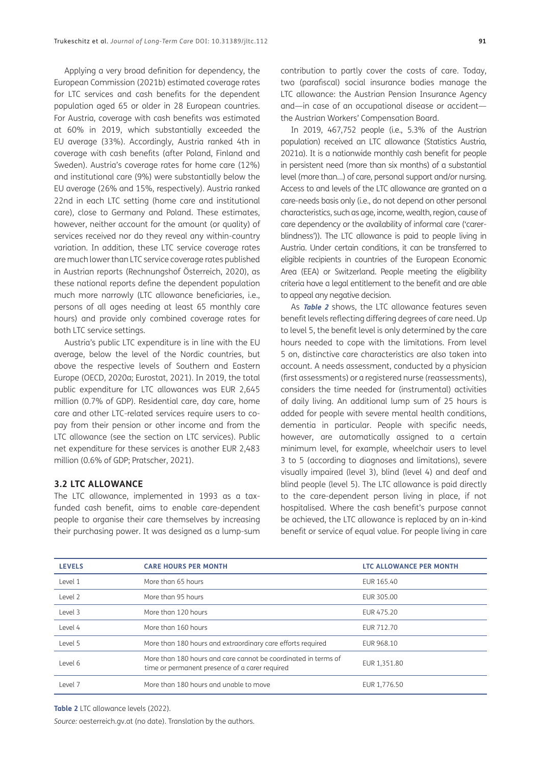Applying a very broad definition for dependency, the European Commission (2021b) estimated coverage rates for LTC services and cash benefits for the dependent population aged 65 or older in 28 European countries. For Austria, coverage with cash benefits was estimated at 60% in 2019, which substantially exceeded the EU average (33%). Accordingly, Austria ranked 4th in coverage with cash benefits (after Poland, Finland and Sweden). Austria's coverage rates for home care (12%) and institutional care (9%) were substantially below the EU average (26% and 15%, respectively). Austria ranked 22nd in each LTC setting (home care and institutional care), close to Germany and Poland. These estimates, however, neither account for the amount (or quality) of services received nor do they reveal any within-country variation. In addition, these LTC service coverage rates are much lower than LTC service coverage rates published in Austrian reports (Rechnungshof Österreich, 2020), as these national reports define the dependent population much more narrowly (LTC allowance beneficiaries, i.e., persons of all ages needing at least 65 monthly care hours) and provide only combined coverage rates for both LTC service settings.

Austria's public LTC expenditure is in line with the EU average, below the level of the Nordic countries, but above the respective levels of Southern and Eastern Europe (OECD, 2020a; Eurostat, 2021). In 2019, the total public expenditure for LTC allowances was EUR 2,645 million (0.7% of GDP). Residential care, day care, home care and other LTC-related services require users to co-pay from their pension or other income and from the LTC allowance (see the section on LTC services). Public net expenditure for these services is another EUR 2,483 million (0.6% of GDP; Pratscher, 2021).

### 3.2 LTC ALLOWANCE

The LTC allowance, implemented in 1993 as a tax-funded cash benefit, aims to enable care-dependent people to organise their care themselves by increasing their purchasing power. It was designed as a lump-sum contribution to partly cover the costs of care. Today, two (parafiscal) social insurance bodies manage the LTC allowance: the Austrian Pension Insurance Agency and—in case of an occupational disease or accident—the Austrian Workers' Compensation Board.

In 2019, 467,752 people (i.e., 5.3% of the Austrian population) received an LTC allowance (Statistics Austria, 2021a). It is a nationwide monthly cash benefit for people in persistent need (more than six months) of a substantial level (more than...) of care, personal support and/or nursing. Access to and levels of the LTC allowance are granted on a care-needs basis only (i.e., do not depend on other personal characteristics, such as age, income, wealth, region, cause of care dependency or the availability of informal care ('carer-blindness')). The LTC allowance is paid to people living in Austria. Under certain conditions, it can be transferred to eligible recipients in countries of the European Economic Area (EEA) or Switzerland. People meeting the eligibility criteria have a legal entitlement to the benefit and are able to appeal any negative decision.

As ***Table 2*** shows, the LTC allowance features seven benefit levels reflecting differing degrees of care need. Up to level 5, the benefit level is only determined by the care hours needed to cope with the limitations. From level 5 on, distinctive care characteristics are also taken into account. A needs assessment, conducted by a physician (first assessments) or a registered nurse (reassessments), considers the time needed for (instrumental) activities of daily living. An additional lump sum of 25 hours is added for people with severe mental health conditions, dementia in particular. People with specific needs, however, are automatically assigned to a certain minimum level, for example, wheelchair users to level 3 to 5 (according to diagnoses and limitations), severe visually impaired (level 3), blind (level 4) and deaf and blind people (level 5). The LTC allowance is paid directly to the care-dependent person living in place, if not hospitalised. Where the cash benefit's purpose cannot be achieved, the LTC allowance is replaced by an in-kind benefit or service of equal value. For people living in care

| LEVELS | CARE HOURS PER MONTH | LTC ALLOWANCE PER MONTH |
|---|---|---|
| Level 1 | More than 65 hours | EUR 165.40 |
| Level 2 | More than 95 hours | EUR 305.00 |
| Level 3 | More than 120 hours | EUR 475.20 |
| Level 4 | More than 160 hours | EUR 712.70 |
| Level 5 | More than 180 hours and extraordinary care efforts required | EUR 968.10 |
| Level 6 | More than 180 hours and care cannot be coordinated in terms of time or permanent presence of a carer required | EUR 1,351.80 |
| Level 7 | More than 180 hours and unable to move | EUR 1,776.50 |

**Table 2** LTC allowance levels (2022).

*Source:* oesterreich.gv.at (no date). Translation by the authors.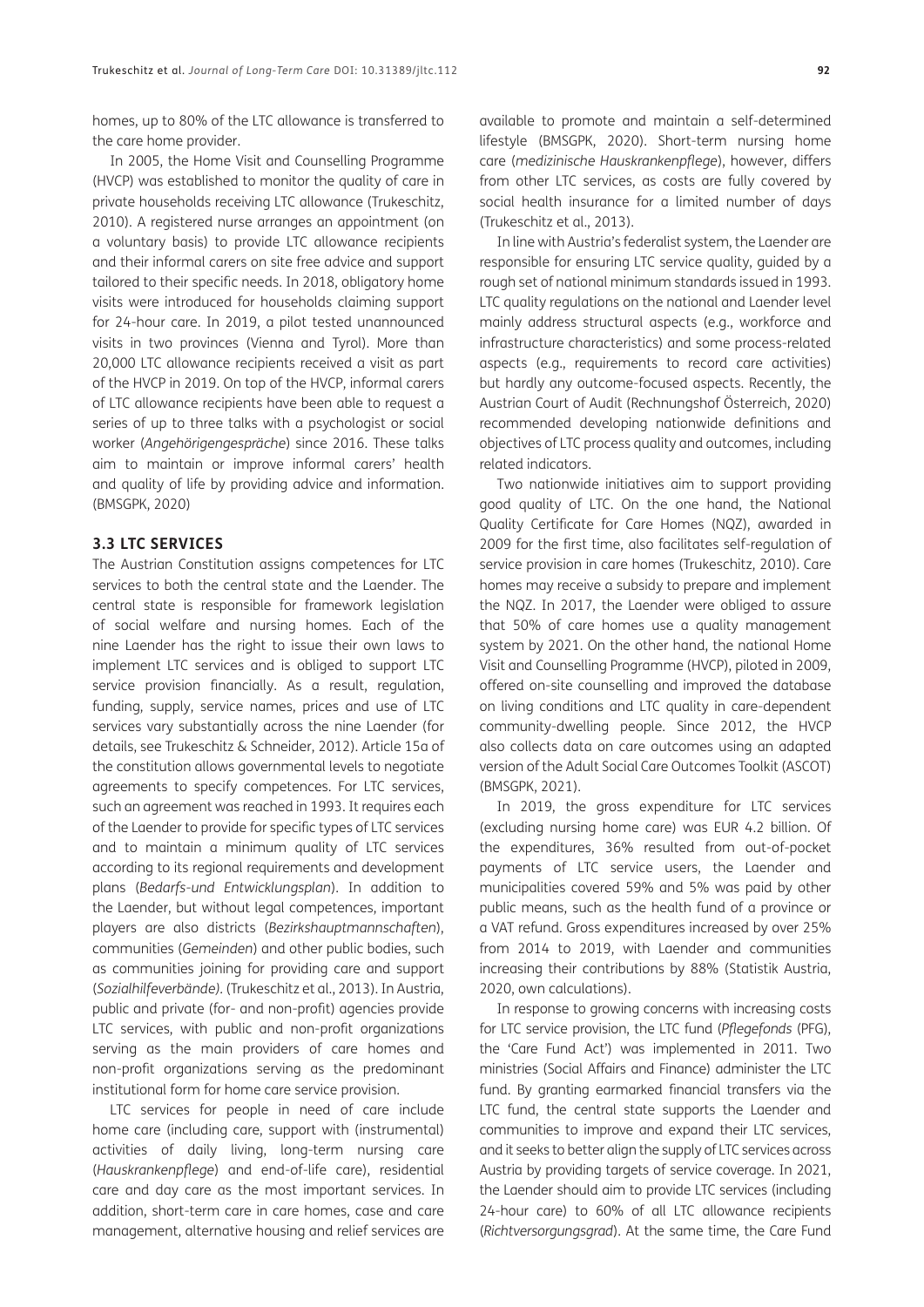homes, up to 80% of the LTC allowance is transferred to the care home provider.

In 2005, the Home Visit and Counselling Programme (HVCP) was established to monitor the quality of care in private households receiving LTC allowance (Trukeschitz, 2010). A registered nurse arranges an appointment (on a voluntary basis) to provide LTC allowance recipients and their informal carers on site free advice and support tailored to their specific needs. In 2018, obligatory home visits were introduced for households claiming support for 24-hour care. In 2019, a pilot tested unannounced visits in two provinces (Vienna and Tyrol). More than 20,000 LTC allowance recipients received a visit as part of the HVCP in 2019. On top of the HVCP, informal carers of LTC allowance recipients have been able to request a series of up to three talks with a psychologist or social worker (*Angehörigengespräche*) since 2016. These talks aim to maintain or improve informal carers' health and quality of life by providing advice and information. (BMSGPK, 2020)

### 3.3 LTC SERVICES

The Austrian Constitution assigns competences for LTC services to both the central state and the Laender. The central state is responsible for framework legislation of social welfare and nursing homes. Each of the nine Laender has the right to issue their own laws to implement LTC services and is obliged to support LTC service provision financially. As a result, regulation, funding, supply, service names, prices and use of LTC services vary substantially across the nine Laender (for details, see Trukeschitz & Schneider, 2012). Article 15a of the constitution allows governmental levels to negotiate agreements to specify competences. For LTC services, such an agreement was reached in 1993. It requires each of the Laender to provide for specific types of LTC services and to maintain a minimum quality of LTC services according to its regional requirements and development plans (*Bedarfs-und Entwicklungsplan*). In addition to the Laender, but without legal competences, important players are also districts (*Bezirkshauptmannschaften*), communities (*Gemeinden*) and other public bodies, such as communities joining for providing care and support (*Sozialhilfeverbände*). (Trukeschitz et al., 2013). In Austria, public and private (for- and non-profit) agencies provide LTC services, with public and non-profit organizations serving as the main providers of care homes and non-profit organizations serving as the predominant institutional form for home care service provision.

LTC services for people in need of care include home care (including care, support with (instrumental) activities of daily living, long-term nursing care (*Hauskrankenpflege*) and end-of-life care), residential care and day care as the most important services. In addition, short-term care in care homes, case and care management, alternative housing and relief services are available to promote and maintain a self-determined lifestyle (BMSGPK, 2020). Short-term nursing home care (*medizinische Hauskrankenpflege*), however, differs from other LTC services, as costs are fully covered by social health insurance for a limited number of days (Trukeschitz et al., 2013).

In line with Austria's federalist system, the Laender are responsible for ensuring LTC service quality, guided by a rough set of national minimum standards issued in 1993. LTC quality regulations on the national and Laender level mainly address structural aspects (e.g., workforce and infrastructure characteristics) and some process-related aspects (e.g., requirements to record care activities) but hardly any outcome-focused aspects. Recently, the Austrian Court of Audit (Rechnungshof Österreich, 2020) recommended developing nationwide definitions and objectives of LTC process quality and outcomes, including related indicators.

Two nationwide initiatives aim to support providing good quality of LTC. On the one hand, the National Quality Certificate for Care Homes (NQZ), awarded in 2009 for the first time, also facilitates self-regulation of service provision in care homes (Trukeschitz, 2010). Care homes may receive a subsidy to prepare and implement the NQZ. In 2017, the Laender were obliged to assure that 50% of care homes use a quality management system by 2021. On the other hand, the national Home Visit and Counselling Programme (HVCP), piloted in 2009, offered on-site counselling and improved the database on living conditions and LTC quality in care-dependent community-dwelling people. Since 2012, the HVCP also collects data on care outcomes using an adapted version of the Adult Social Care Outcomes Toolkit (ASCOT) (BMSGPK, 2021).

In 2019, the gross expenditure for LTC services (excluding nursing home care) was EUR 4.2 billion. Of the expenditures, 36% resulted from out-of-pocket payments of LTC service users, the Laender and municipalities covered 59% and 5% was paid by other public means, such as the health fund of a province or a VAT refund. Gross expenditures increased by over 25% from 2014 to 2019, with Laender and communities increasing their contributions by 88% (Statistik Austria, 2020, own calculations).

In response to growing concerns with increasing costs for LTC service provision, the LTC fund (*Pflegefonds* (PFG), the 'Care Fund Act') was implemented in 2011. Two ministries (Social Affairs and Finance) administer the LTC fund. By granting earmarked financial transfers via the LTC fund, the central state supports the Laender and communities to improve and expand their LTC services, and it seeks to better align the supply of LTC services across Austria by providing targets of service coverage. In 2021, the Laender should aim to provide LTC services (including 24-hour care) to 60% of all LTC allowance recipients (*Richtversorgungsgrad*). At the same time, the Care Fund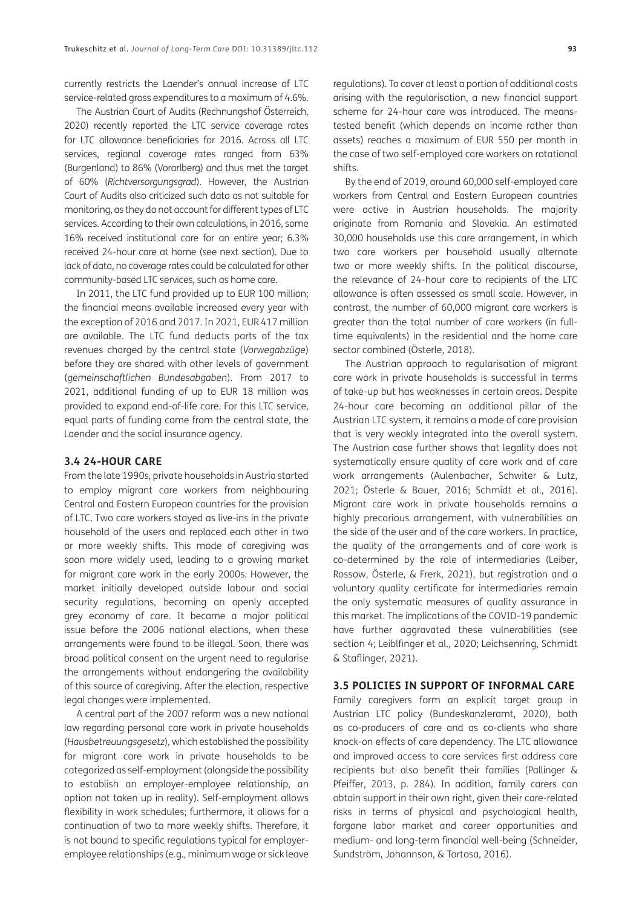currently restricts the Laender's annual increase of LTC service-related gross expenditures to a maximum of 4.6%.

The Austrian Court of Audits (Rechnungshof Österreich, 2020) recently reported the LTC service coverage rates for LTC allowance beneficiaries for 2016. Across all LTC services, regional coverage rates ranged from 63% (Burgenland) to 86% (Vorarlberg) and thus met the target of 60% (*Richtversorgungsgrad*). However, the Austrian Court of Audits also criticized such data as not suitable for monitoring, as they do not account for different types of LTC services. According to their own calculations, in 2016, some 16% received institutional care for an entire year; 6.3% received 24-hour care at home (see next section). Due to lack of data, no coverage rates could be calculated for other community-based LTC services, such as home care.

In 2011, the LTC fund provided up to EUR 100 million; the financial means available increased every year with the exception of 2016 and 2017. In 2021, EUR 417 million are available. The LTC fund deducts parts of the tax revenues charged by the central state (*Vorwegabzüge*) before they are shared with other levels of government (*gemeinschaftlichen Bundesabgaben*). From 2017 to 2021, additional funding of up to EUR 18 million was provided to expand end-of-life care. For this LTC service, equal parts of funding come from the central state, the Laender and the social insurance agency.

### 3.4 24-HOUR CARE

From the late 1990s, private households in Austria started to employ migrant care workers from neighbouring Central and Eastern European countries for the provision of LTC. Two care workers stayed as live-ins in the private household of the users and replaced each other in two or more weekly shifts. This mode of caregiving was soon more widely used, leading to a growing market for migrant care work in the early 2000s. However, the market initially developed outside labour and social security regulations, becoming an openly accepted grey economy of care. It became a major political issue before the 2006 national elections, when these arrangements were found to be illegal. Soon, there was broad political consent on the urgent need to regularise the arrangements without endangering the availability of this source of caregiving. After the election, respective legal changes were implemented.

A central part of the 2007 reform was a new national law regarding personal care work in private households (*Hausbetreuungsgesetz*), which established the possibility for migrant care work in private households to be categorized as self-employment (alongside the possibility to establish an employer-employee relationship, an option not taken up in reality). Self-employment allows flexibility in work schedules; furthermore, it allows for a continuation of two to more weekly shifts. Therefore, it is not bound to specific regulations typical for employer-employee relationships (e.g., minimum wage or sick leave regulations). To cover at least a portion of additional costs arising with the regularisation, a new financial support scheme for 24-hour care was introduced. The means-tested benefit (which depends on income rather than assets) reaches a maximum of EUR 550 per month in the case of two self-employed care workers on rotational shifts.

By the end of 2019, around 60,000 self-employed care workers from Central and Eastern European countries were active in Austrian households. The majority originate from Romania and Slovakia. An estimated 30,000 households use this care arrangement, in which two care workers per household usually alternate two or more weekly shifts. In the political discourse, the relevance of 24-hour care to recipients of the LTC allowance is often assessed as small scale. However, in contrast, the number of 60,000 migrant care workers is greater than the total number of care workers (in full-time equivalents) in the residential and the home care sector combined (Österle, 2018).

The Austrian approach to regularisation of migrant care work in private households is successful in terms of take-up but has weaknesses in certain areas. Despite 24-hour care becoming an additional pillar of the Austrian LTC system, it remains a mode of care provision that is very weakly integrated into the overall system. The Austrian case further shows that legality does not systematically ensure quality of care work and of care work arrangements (Aulenbacher, Schwiter & Lutz, 2021; Österle & Bauer, 2016; Schmidt et al., 2016). Migrant care work in private households remains a highly precarious arrangement, with vulnerabilities on the side of the user and of the care workers. In practice, the quality of the arrangements and of care work is co-determined by the role of intermediaries (Leiber, Rossow, Österle, & Frerk, 2021), but registration and a voluntary quality certificate for intermediaries remain the only systematic measures of quality assurance in this market. The implications of the COVID-19 pandemic have further aggravated these vulnerabilities (see section 4; Leiblfinger et al., 2020; Leichsenring, Schmidt & Staflinger, 2021).

### 3.5 POLICIES IN SUPPORT OF INFORMAL CARE

Family caregivers form an explicit target group in Austrian LTC policy (Bundeskanzleramt, 2020), both as co-producers of care and as co-clients who share knock-on effects of care dependency. The LTC allowance and improved access to care services first address care recipients but also benefit their families (Pallinger & Pfeiffer, 2013, p. 284). In addition, family carers can obtain support in their own right, given their care-related risks in terms of physical and psychological health, forgone labor market and career opportunities and medium- and long-term financial well-being (Schneider, Sundström, Johannson, & Tortosa, 2016).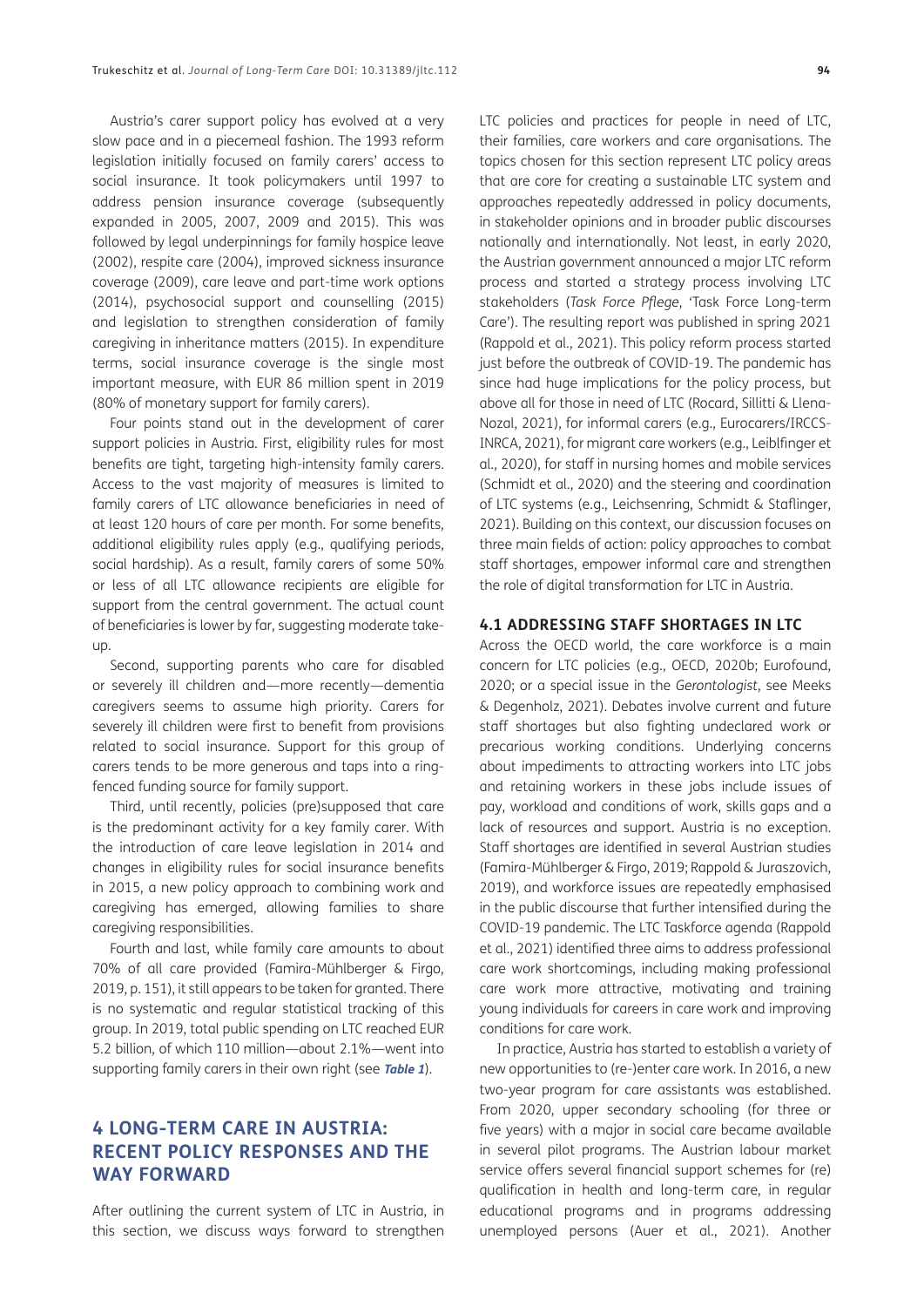Austria's carer support policy has evolved at a very slow pace and in a piecemeal fashion. The 1993 reform legislation initially focused on family carers' access to social insurance. It took policymakers until 1997 to address pension insurance coverage (subsequently expanded in 2005, 2007, 2009 and 2015). This was followed by legal underpinnings for family hospice leave (2002), respite care (2004), improved sickness insurance coverage (2009), care leave and part-time work options (2014), psychosocial support and counselling (2015) and legislation to strengthen consideration of family caregiving in inheritance matters (2015). In expenditure terms, social insurance coverage is the single most important measure, with EUR 86 million spent in 2019 (80% of monetary support for family carers).

Four points stand out in the development of carer support policies in Austria. First, eligibility rules for most benefits are tight, targeting high-intensity family carers. Access to the vast majority of measures is limited to family carers of LTC allowance beneficiaries in need of at least 120 hours of care per month. For some benefits, additional eligibility rules apply (e.g., qualifying periods, social hardship). As a result, family carers of some 50% or less of all LTC allowance recipients are eligible for support from the central government. The actual count of beneficiaries is lower by far, suggesting moderate take-up.

Second, supporting parents who care for disabled or severely ill children and—more recently—dementia caregivers seems to assume high priority. Carers for severely ill children were first to benefit from provisions related to social insurance. Support for this group of carers tends to be more generous and taps into a ring-fenced funding source for family support.

Third, until recently, policies (pre)supposed that care is the predominant activity for a key family carer. With the introduction of care leave legislation in 2014 and changes in eligibility rules for social insurance benefits in 2015, a new policy approach to combining work and caregiving has emerged, allowing families to share caregiving responsibilities.

Fourth and last, while family care amounts to about 70% of all care provided (Famira-Mühlberger & Firgo, 2019, p. 151), it still appears to be taken for granted. There is no systematic and regular statistical tracking of this group. In 2019, total public spending on LTC reached EUR 5.2 billion, of which 110 million—about 2.1%—went into supporting family carers in their own right (see ***Table 1***).

## 4 LONG-TERM CARE IN AUSTRIA: RECENT POLICY RESPONSES AND THE WAY FORWARD

After outlining the current system of LTC in Austria, in this section, we discuss ways forward to strengthen LTC policies and practices for people in need of LTC, their families, care workers and care organisations. The topics chosen for this section represent LTC policy areas that are core for creating a sustainable LTC system and approaches repeatedly addressed in policy documents, in stakeholder opinions and in broader public discourses nationally and internationally. Not least, in early 2020, the Austrian government announced a major LTC reform process and started a strategy process involving LTC stakeholders (*Task Force Pflege*, 'Task Force Long-term Care'). The resulting report was published in spring 2021 (Rappold et al., 2021). This policy reform process started just before the outbreak of COVID-19. The pandemic has since had huge implications for the policy process, but above all for those in need of LTC (Rocard, Sillitti & Llena-Nozal, 2021), for informal carers (e.g., Eurocarers/IRCCS-INRCA, 2021), for migrant care workers (e.g., Leiblfinger et al., 2020), for staff in nursing homes and mobile services (Schmidt et al., 2020) and the steering and coordination of LTC systems (e.g., Leichsenring, Schmidt & Staflinger, 2021). Building on this context, our discussion focuses on three main fields of action: policy approaches to combat staff shortages, empower informal care and strengthen the role of digital transformation for LTC in Austria.

### 4.1 ADDRESSING STAFF SHORTAGES IN LTC

Across the OECD world, the care workforce is a main concern for LTC policies (e.g., OECD, 2020b; Eurofound, 2020; or a special issue in the *Gerontologist*, see Meeks & Degenholz, 2021). Debates involve current and future staff shortages but also fighting undeclared work or precarious working conditions. Underlying concerns about impediments to attracting workers into LTC jobs and retaining workers in these jobs include issues of pay, workload and conditions of work, skills gaps and a lack of resources and support. Austria is no exception. Staff shortages are identified in several Austrian studies (Famira-Mühlberger & Firgo, 2019; Rappold & Juraszovich, 2019), and workforce issues are repeatedly emphasised in the public discourse that further intensified during the COVID-19 pandemic. The LTC Taskforce agenda (Rappold et al., 2021) identified three aims to address professional care work shortcomings, including making professional care work more attractive, motivating and training young individuals for careers in care work and improving conditions for care work.

In practice, Austria has started to establish a variety of new opportunities to (re-)enter care work. In 2016, a new two-year program for care assistants was established. From 2020, upper secondary schooling (for three or five years) with a major in social care became available in several pilot programs. The Austrian labour market service offers several financial support schemes for (re) qualification in health and long-term care, in regular educational programs and in programs addressing unemployed persons (Auer et al., 2021). Another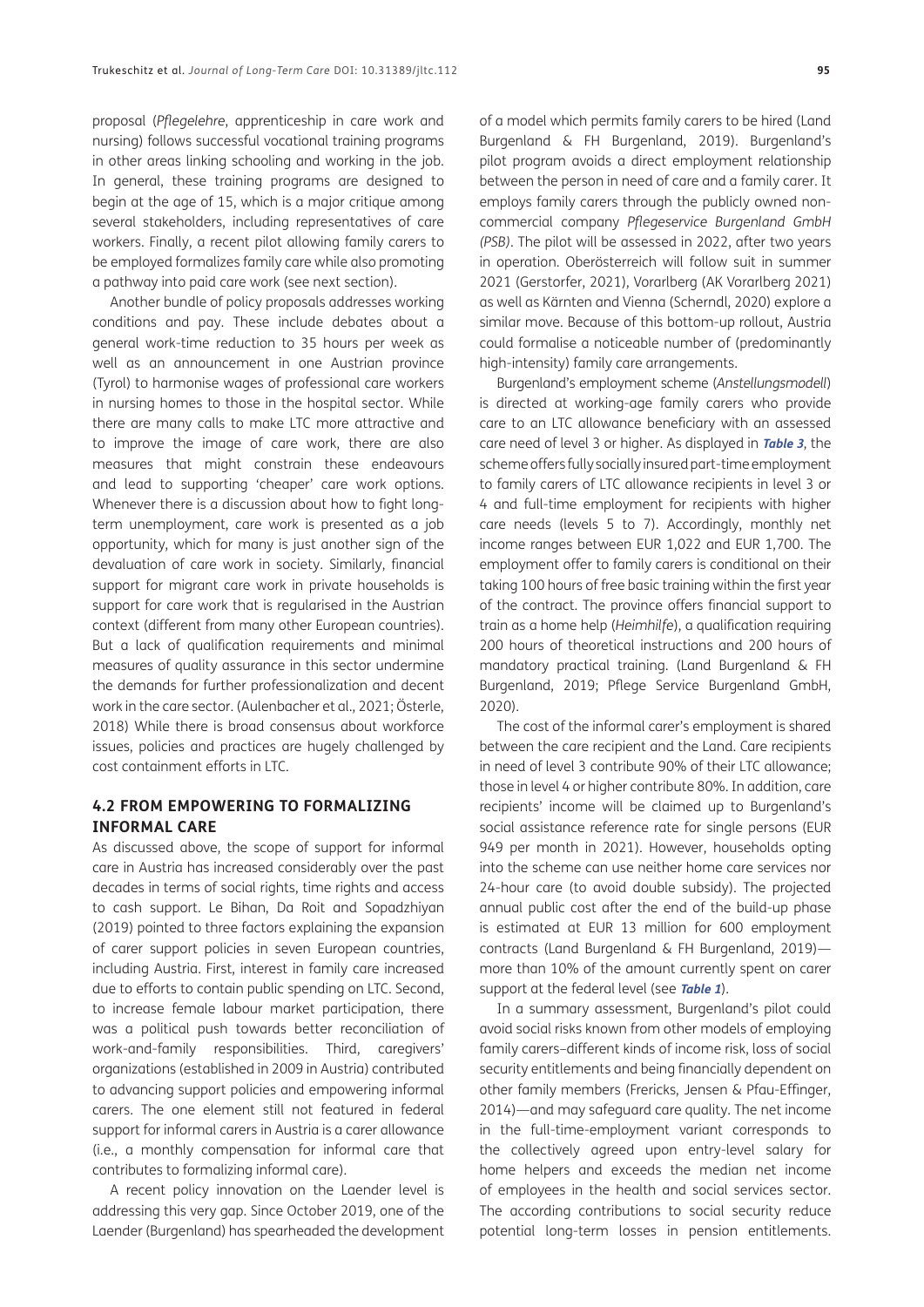proposal (*Pflegelehre*, apprenticeship in care work and nursing) follows successful vocational training programs in other areas linking schooling and working in the job. In general, these training programs are designed to begin at the age of 15, which is a major critique among several stakeholders, including representatives of care workers. Finally, a recent pilot allowing family carers to be employed formalizes family care while also promoting a pathway into paid care work (see next section).

Another bundle of policy proposals addresses working conditions and pay. These include debates about a general work-time reduction to 35 hours per week as well as an announcement in one Austrian province (Tyrol) to harmonise wages of professional care workers in nursing homes to those in the hospital sector. While there are many calls to make LTC more attractive and to improve the image of care work, there are also measures that might constrain these endeavours and lead to supporting 'cheaper' care work options. Whenever there is a discussion about how to fight long-term unemployment, care work is presented as a job opportunity, which for many is just another sign of the devaluation of care work in society. Similarly, financial support for migrant care work in private households is support for care work that is regularised in the Austrian context (different from many other European countries). But a lack of qualification requirements and minimal measures of quality assurance in this sector undermine the demands for further professionalization and decent work in the care sector. (Aulenbacher et al., 2021; Österle, 2018) While there is broad consensus about workforce issues, policies and practices are hugely challenged by cost containment efforts in LTC.

## 4.2 FROM EMPOWERING TO FORMALIZING INFORMAL CARE

As discussed above, the scope of support for informal care in Austria has increased considerably over the past decades in terms of social rights, time rights and access to cash support. Le Bihan, Da Roit and Sopadzhiyan (2019) pointed to three factors explaining the expansion of carer support policies in seven European countries, including Austria. First, interest in family care increased due to efforts to contain public spending on LTC. Second, to increase female labour market participation, there was a political push towards better reconciliation of work-and-family responsibilities. Third, caregivers' organizations (established in 2009 in Austria) contributed to advancing support policies and empowering informal carers. The one element still not featured in federal support for informal carers in Austria is a carer allowance (i.e., a monthly compensation for informal care that contributes to formalizing informal care).

A recent policy innovation on the Laender level is addressing this very gap. Since October 2019, one of the Laender (Burgenland) has spearheaded the development of a model which permits family carers to be hired (Land Burgenland & FH Burgenland, 2019). Burgenland's pilot program avoids a direct employment relationship between the person in need of care and a family carer. It employs family carers through the publicly owned non-commercial company *Pflegeservice Burgenland GmbH (PSB)*. The pilot will be assessed in 2022, after two years in operation. Oberösterreich will follow suit in summer 2021 (Gerstorfer, 2021), Vorarlberg (AK Vorarlberg 2021) as well as Kärnten and Vienna (Scherndl, 2020) explore a similar move. Because of this bottom-up rollout, Austria could formalise a noticeable number of (predominantly high-intensity) family care arrangements.

Burgenland's employment scheme (*Anstellungsmodell*) is directed at working-age family carers who provide care to an LTC allowance beneficiary with an assessed care need of level 3 or higher. As displayed in **Table 3**, the scheme offers fully socially insured part-time employment to family carers of LTC allowance recipients in level 3 or 4 and full-time employment for recipients with higher care needs (levels 5 to 7). Accordingly, monthly net income ranges between EUR 1,022 and EUR 1,700. The employment offer to family carers is conditional on their taking 100 hours of free basic training within the first year of the contract. The province offers financial support to train as a home help (*Heimhilfe*), a qualification requiring 200 hours of theoretical instructions and 200 hours of mandatory practical training. (Land Burgenland & FH Burgenland, 2019; Pflege Service Burgenland GmbH, 2020).

The cost of the informal carer's employment is shared between the care recipient and the Land. Care recipients in need of level 3 contribute 90% of their LTC allowance; those in level 4 or higher contribute 80%. In addition, care recipients' income will be claimed up to Burgenland's social assistance reference rate for single persons (EUR 949 per month in 2021). However, households opting into the scheme can use neither home care services nor 24-hour care (to avoid double subsidy). The projected annual public cost after the end of the build-up phase is estimated at EUR 13 million for 600 employment contracts (Land Burgenland & FH Burgenland, 2019)—more than 10% of the amount currently spent on carer support at the federal level (see **Table 1**).

In a summary assessment, Burgenland's pilot could avoid social risks known from other models of employing family carers–different kinds of income risk, loss of social security entitlements and being financially dependent on other family members (Frericks, Jensen & Pfau-Effinger, 2014)—and may safeguard care quality. The net income in the full-time-employment variant corresponds to the collectively agreed upon entry-level salary for home helpers and exceeds the median net income of employees in the health and social services sector. The according contributions to social security reduce potential long-term losses in pension entitlements.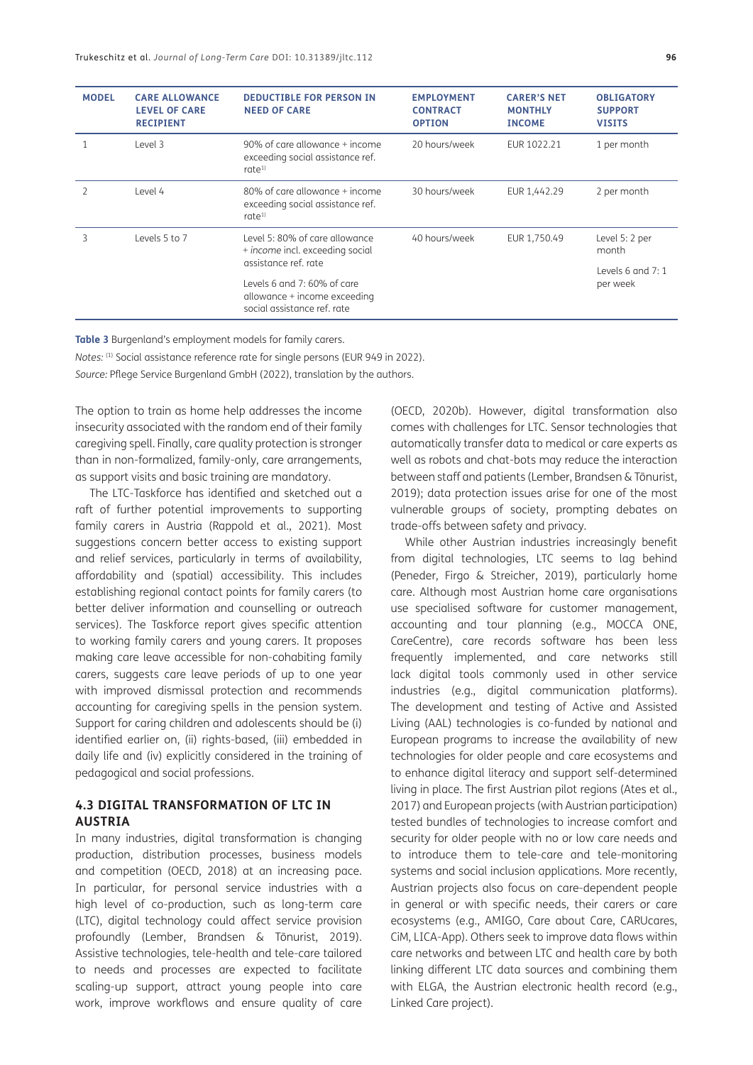| MODEL | CARE ALLOWANCE LEVEL OF CARE RECIPIENT | DEDUCTIBLE FOR PERSON IN NEED OF CARE | EMPLOYMENT CONTRACT OPTION | CARER'S NET MONTHLY INCOME | OBLIGATORY SUPPORT VISITS |
|---|---|---|---|---|---|
| 1 | Level 3 | 90% of care allowance + income exceeding social assistance ref. rate[1] | 20 hours/week | EUR 1022.21 | 1 per month |
| 2 | Level 4 | 80% of care allowance + income exceeding social assistance ref. rate[1] | 30 hours/week | EUR 1,442.29 | 2 per month |
| 3 | Levels 5 to 7 | Level 5: 80% of care allowance + *income* incl. exceeding social assistance ref. rate<br>Levels 6 and 7: 60% of care allowance + income exceeding social assistance ref. rate | 40 hours/week | EUR 1,750.49 | Level 5: 2 per month<br>Levels 6 and 7: 1 per week |

**Table 3** Burgenland's employment models for family carers.

*Notes:* [1] Social assistance reference rate for single persons (EUR 949 in 2022).

*Source:* Pflege Service Burgenland GmbH (2022), translation by the authors.

The option to train as home help addresses the income insecurity associated with the random end of their family caregiving spell. Finally, care quality protection is stronger than in non-formalized, family-only, care arrangements, as support visits and basic training are mandatory.

The LTC-Taskforce has identified and sketched out a raft of further potential improvements to supporting family carers in Austria (Rappold et al., 2021). Most suggestions concern better access to existing support and relief services, particularly in terms of availability, affordability and (spatial) accessibility. This includes establishing regional contact points for family carers (to better deliver information and counselling or outreach services). The Taskforce report gives specific attention to working family carers and young carers. It proposes making care leave accessible for non-cohabiting family carers, suggests care leave periods of up to one year with improved dismissal protection and recommends accounting for caregiving spells in the pension system. Support for caring children and adolescents should be (i) identified earlier on, (ii) rights-based, (iii) embedded in daily life and (iv) explicitly considered in the training of pedagogical and social professions.

### 4.3 DIGITAL TRANSFORMATION OF LTC IN AUSTRIA

In many industries, digital transformation is changing production, distribution processes, business models and competition (OECD, 2018) at an increasing pace. In particular, for personal service industries with a high level of co-production, such as long-term care (LTC), digital technology could affect service provision profoundly (Lember, Brandsen & Tõnurist, 2019). Assistive technologies, tele-health and tele-care tailored to needs and processes are expected to facilitate scaling-up support, attract young people into care work, improve workflows and ensure quality of care (OECD, 2020b). However, digital transformation also comes with challenges for LTC. Sensor technologies that automatically transfer data to medical or care experts as well as robots and chat-bots may reduce the interaction between staff and patients (Lember, Brandsen & Tõnurist, 2019); data protection issues arise for one of the most vulnerable groups of society, prompting debates on trade-offs between safety and privacy.

While other Austrian industries increasingly benefit from digital technologies, LTC seems to lag behind (Peneder, Firgo & Streicher, 2019), particularly home care. Although most Austrian home care organisations use specialised software for customer management, accounting and tour planning (e.g., MOCCA ONE, CareCentre), care records software has been less frequently implemented, and care networks still lack digital tools commonly used in other service industries (e.g., digital communication platforms). The development and testing of Active and Assisted Living (AAL) technologies is co-funded by national and European programs to increase the availability of new technologies for older people and care ecosystems and to enhance digital literacy and support self-determined living in place. The first Austrian pilot regions (Ates et al., 2017) and European projects (with Austrian participation) tested bundles of technologies to increase comfort and security for older people with no or low care needs and to introduce them to tele-care and tele-monitoring systems and social inclusion applications. More recently, Austrian projects also focus on care-dependent people in general or with specific needs, their carers or care ecosystems (e.g., AMIGO, Care about Care, CARUcares, CiM, LICA-App). Others seek to improve data flows within care networks and between LTC and health care by both linking different LTC data sources and combining them with ELGA, the Austrian electronic health record (e.g., Linked Care project).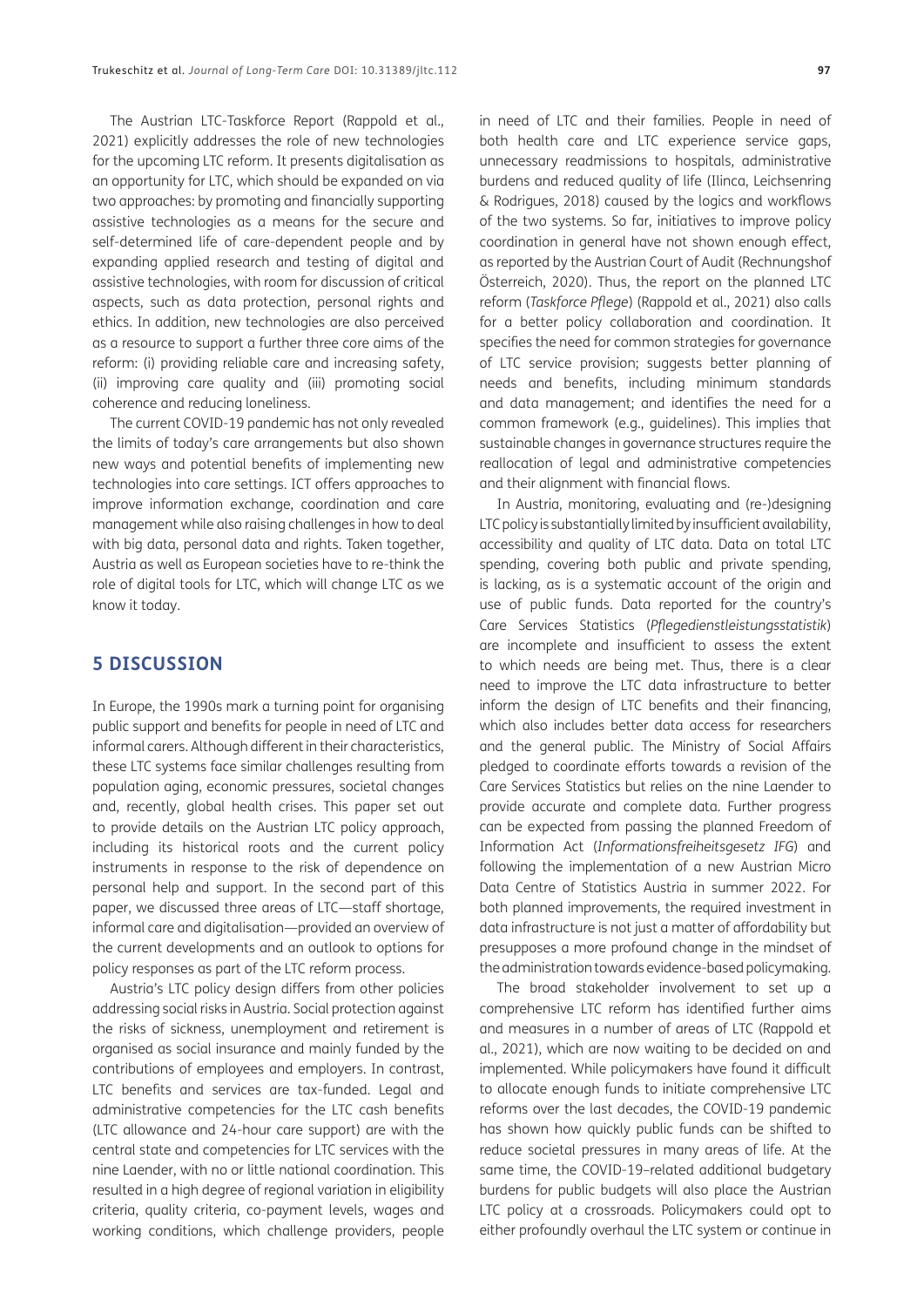The Austrian LTC-Taskforce Report (Rappold et al., 2021) explicitly addresses the role of new technologies for the upcoming LTC reform. It presents digitalisation as an opportunity for LTC, which should be expanded on via two approaches: by promoting and financially supporting assistive technologies as a means for the secure and self-determined life of care-dependent people and by expanding applied research and testing of digital and assistive technologies, with room for discussion of critical aspects, such as data protection, personal rights and ethics. In addition, new technologies are also perceived as a resource to support a further three core aims of the reform: (i) providing reliable care and increasing safety, (ii) improving care quality and (iii) promoting social coherence and reducing loneliness.

The current COVID-19 pandemic has not only revealed the limits of today's care arrangements but also shown new ways and potential benefits of implementing new technologies into care settings. ICT offers approaches to improve information exchange, coordination and care management while also raising challenges in how to deal with big data, personal data and rights. Taken together, Austria as well as European societies have to re-think the role of digital tools for LTC, which will change LTC as we know it today.

## 5 DISCUSSION

In Europe, the 1990s mark a turning point for organising public support and benefits for people in need of LTC and informal carers. Although different in their characteristics, these LTC systems face similar challenges resulting from population aging, economic pressures, societal changes and, recently, global health crises. This paper set out to provide details on the Austrian LTC policy approach, including its historical roots and the current policy instruments in response to the risk of dependence on personal help and support. In the second part of this paper, we discussed three areas of LTC—staff shortage, informal care and digitalisation—provided an overview of the current developments and an outlook to options for policy responses as part of the LTC reform process.

Austria's LTC policy design differs from other policies addressing social risks in Austria. Social protection against the risks of sickness, unemployment and retirement is organised as social insurance and mainly funded by the contributions of employees and employers. In contrast, LTC benefits and services are tax-funded. Legal and administrative competencies for the LTC cash benefits (LTC allowance and 24-hour care support) are with the central state and competencies for LTC services with the nine Laender, with no or little national coordination. This resulted in a high degree of regional variation in eligibility criteria, quality criteria, co-payment levels, wages and working conditions, which challenge providers, people in need of LTC and their families. People in need of both health care and LTC experience service gaps, unnecessary readmissions to hospitals, administrative burdens and reduced quality of life (Ilinca, Leichsenring & Rodrigues, 2018) caused by the logics and workflows of the two systems. So far, initiatives to improve policy coordination in general have not shown enough effect, as reported by the Austrian Court of Audit (Rechnungshof Österreich, 2020). Thus, the report on the planned LTC reform (*Taskforce Pflege*) (Rappold et al., 2021) also calls for a better policy collaboration and coordination. It specifies the need for common strategies for governance of LTC service provision; suggests better planning of needs and benefits, including minimum standards and data management; and identifies the need for a common framework (e.g., guidelines). This implies that sustainable changes in governance structures require the reallocation of legal and administrative competencies and their alignment with financial flows.

In Austria, monitoring, evaluating and (re-)designing LTC policy is substantially limited by insufficient availability, accessibility and quality of LTC data. Data on total LTC spending, covering both public and private spending, is lacking, as is a systematic account of the origin and use of public funds. Data reported for the country's Care Services Statistics (*Pflegedienstleistungsstatistik*) are incomplete and insufficient to assess the extent to which needs are being met. Thus, there is a clear need to improve the LTC data infrastructure to better inform the design of LTC benefits and their financing, which also includes better data access for researchers and the general public. The Ministry of Social Affairs pledged to coordinate efforts towards a revision of the Care Services Statistics but relies on the nine Laender to provide accurate and complete data. Further progress can be expected from passing the planned Freedom of Information Act (*Informationsfreiheitsgesetz IFG*) and following the implementation of a new Austrian Micro Data Centre of Statistics Austria in summer 2022. For both planned improvements, the required investment in data infrastructure is not just a matter of affordability but presupposes a more profound change in the mindset of the administration towards evidence-based policymaking.

The broad stakeholder involvement to set up a comprehensive LTC reform has identified further aims and measures in a number of areas of LTC (Rappold et al., 2021), which are now waiting to be decided on and implemented. While policymakers have found it difficult to allocate enough funds to initiate comprehensive LTC reforms over the last decades, the COVID-19 pandemic has shown how quickly public funds can be shifted to reduce societal pressures in many areas of life. At the same time, the COVID-19–related additional budgetary burdens for public budgets will also place the Austrian LTC policy at a crossroads. Policymakers could opt to either profoundly overhaul the LTC system or continue in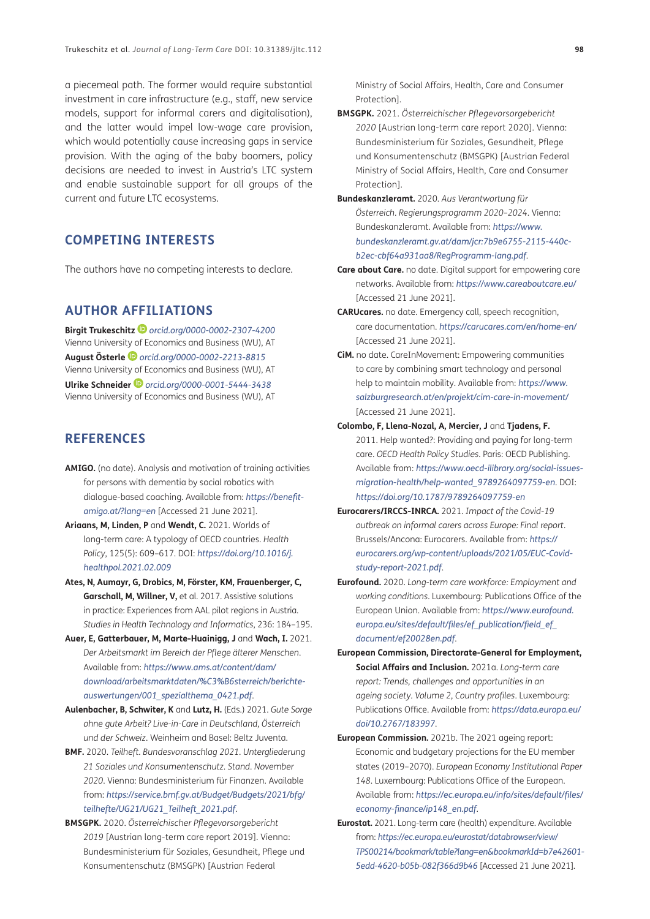a piecemeal path. The former would require substantial investment in care infrastructure (e.g., staff, new service models, support for informal carers and digitalisation), and the latter would impel low-wage care provision, which would potentially cause increasing gaps in service provision. With the aging of the baby boomers, policy decisions are needed to invest in Austria's LTC system and enable sustainable support for all groups of the current and future LTC ecosystems.

## COMPETING INTERESTS

The authors have no competing interests to declare.

## AUTHOR AFFILIATIONS

**Birgit Trukeschitz** *orcid.org/0000-0002-2307-4200*
Vienna University of Economics and Business (WU), AT

**August Österle** *orcid.org/0000-0002-2213-8815*
Vienna University of Economics and Business (WU), AT

**Ulrike Schneider** *orcid.org/0000-0001-5444-3438*
Vienna University of Economics and Business (WU), AT

## REFERENCES

**AMIGO.** (no date). Analysis and motivation of training activities for persons with dementia by social robotics with dialogue-based coaching. Available from: *https://benefit-amigo.at/?lang=en* [Accessed 21 June 2021].

**Ariaans, M, Linden, P** and **Wendt, C.** 2021. Worlds of long-term care: A typology of OECD countries. *Health Policy*, 125(5): 609–617. DOI: *https://doi.org/10.1016/j.healthpol.2021.02.009*

**Ates, N, Aumayr, G, Drobics, M, Förster, KM, Frauenberger, C, Garschall, M, Willner, V,** et al. 2017. Assistive solutions in practice: Experiences from AAL pilot regions in Austria. *Studies in Health Technology and Informatics*, 236: 184–195.

**Auer, E, Gatterbauer, M, Marte-Huainigg, J** and **Wach, I.** 2021. *Der Arbeitsmarkt im Bereich der Pflege älterer Menschen*. Available from: *https://www.ams.at/content/dam/download/arbeitsmarktdaten/%C3%B6sterreich/berichte-auswertungen/001_spezialthema_0421.pdf*.

**Aulenbacher, B, Schwiter, K** and **Lutz, H.** (Eds.) 2021. *Gute Sorge ohne gute Arbeit? Live-in-Care in Deutschland, Österreich und der Schweiz*. Weinheim and Basel: Beltz Juventa.

**BMF.** 2020. *Teilheft. Bundesvoranschlag 2021. Untergliederung 21 Soziales und Konsumentenschutz. Stand. November 2020*. Vienna: Bundesministerium für Finanzen. Available from: *https://service.bmf.gv.at/Budget/Budgets/2021/bfg/teilhefte/UG21/UG21_Teilheft_2021.pdf*.

**BMSGPK.** 2020. *Österreichischer Pflegevorsorgebericht 2019* [Austrian long-term care report 2019]. Vienna: Bundesministerium für Soziales, Gesundheit, Pflege und Konsumentenschutz (BMSGPK) [Austrian Federal Ministry of Social Affairs, Health, Care and Consumer Protection].

**BMSGPK.** 2021. *Österreichischer Pflegevorsorgebericht 2020* [Austrian long-term care report 2020]. Vienna: Bundesministerium für Soziales, Gesundheit, Pflege und Konsumentenschutz (BMSGPK) [Austrian Federal Ministry of Social Affairs, Health, Care and Consumer Protection].

**Bundeskanzleramt.** 2020. *Aus Verantwortung für Österreich. Regierungsprogramm 2020–2024*. Vienna: Bundeskanzleramt. Available from: *https://www.bundeskanzleramt.gv.at/dam/jcr:7b9e6755-2115-440c-b2ec-cbf64a931aa8/RegProgramm-lang.pdf*.

**Care about Care.** no date. Digital support for empowering care networks. Available from: *https://www.careaboutcare.eu/* [Accessed 21 June 2021].

**CARUcares.** no date. Emergency call, speech recognition, care documentation. *https://carucares.com/en/home-en/* [Accessed 21 June 2021].

**CiM.** no date. CareInMovement: Empowering communities to care by combining smart technology and personal help to maintain mobility. Available from: *https://www.salzburgresearch.at/en/projekt/cim-care-in-movement/* [Accessed 21 June 2021].

**Colombo, F, Llena-Nozal, A, Mercier, J** and **Tjadens, F.** 2011. Help wanted?: Providing and paying for long-term care. *OECD Health Policy Studies*. Paris: OECD Publishing. Available from: *https://www.oecd-ilibrary.org/social-issues-migration-health/help-wanted_9789264097759-en*. DOI: *https://doi.org/10.1787/9789264097759-en*

**Eurocarers/IRCCS-INRCA.** 2021. *Impact of the Covid-19 outbreak on informal carers across Europe: Final report*. Brussels/Ancona: Eurocarers. Available from: *https://eurocarers.org/wp-content/uploads/2021/05/EUC-Covid-study-report-2021.pdf*.

**Eurofound.** 2020. *Long-term care workforce: Employment and working conditions*. Luxembourg: Publications Office of the European Union. Available from: *https://www.eurofound.europa.eu/sites/default/files/ef_publication/field_ef_document/ef20028en.pdf*.

**European Commission, Directorate-General for Employment, Social Affairs and Inclusion.** 2021a. *Long-term care report: Trends, challenges and opportunities in an ageing society. Volume 2, Country profiles*. Luxembourg: Publications Office. Available from: *https://data.europa.eu/doi/10.2767/183997*.

**European Commission.** 2021b. The 2021 ageing report: Economic and budgetary projections for the EU member states (2019–2070). *European Economy Institutional Paper 148*. Luxembourg: Publications Office of the European. Available from: *https://ec.europa.eu/info/sites/default/files/economy-finance/ip148_en.pdf*.

**Eurostat.** 2021. Long-term care (health) expenditure. Available from: *https://ec.europa.eu/eurostat/databrowser/view/TPS00214/bookmark/table?lang=en&bookmarkId=b7e42601-5edd-4620-b05b-082f366d9b46* [Accessed 21 June 2021].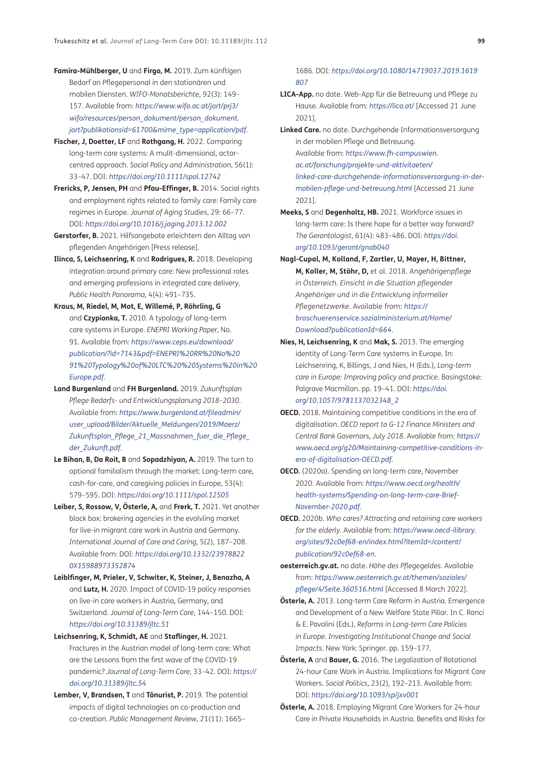**Famira-Mühlberger, U** and **Firgo, M.** 2019. Zum künftigen Bedarf an Pflegepersonal in den stationären und mobilen Diensten. *WIFO-Monatsberichte*, 92(3): 149–157. Available from: *https://www.wifo.ac.at/jart/prj3/wifo/resources/person_dokument/person_dokument.jart?publikationsid=61700&mime_type=application/pdf*.

**Fischer, J, Doetter, LF** and **Rothgang, H.** 2022. Comparing long-term care systems: A mulit-dimensional, actor-centred approach. *Social Policy and Administration*, 56(1): 33–47. DOI: *https://doi.org/10.1111/spol.12742*

**Frericks, P, Jensen, PH** and **Pfau-Effinger, B.** 2014. Social rights and employment rights related to family care: Family care regimes in Europe. *Journal of Aging Studies*, 29: 66–77. DOI: *https://doi.org/10.1016/j.jaging.2013.12.002*

**Gerstorfer, B.** 2021. Hilfsangebote erleichtern den Alltag von pflegenden Angehörigen [Press release].

**Ilinca, S, Leichsenring, K** and **Rodrigues, R.** 2018. Developing integration around primary care: New professional roles and emerging professions in integrated care delivery. *Public Health Panorama*, 4(4): 491–735.

**Kraus, M, Riedel, M, Mot, E, Willemé, P, Röhrling, G** and **Czypionka, T.** 2010. A typology of long-term care systems in Europe. *ENEPRI Working Paper*, No. 91. Available from: *https://www.ceps.eu/download/publication/?id=7143&pdf=ENEPRI%20RR%20No%2091%20Typology%20of%20LTC%20%20Systems%20in%20Europe.pdf*.

**Land Burgenland** and **FH Burgenland.** 2019. *Zukunftsplan Pflege Bedarfs- und Entwicklungsplanung 2018–2030*. Available from: *https://www.burgenland.at/fileadmin/user_upload/Bilder/Aktuelle_Meldungen/2019/Maerz/Zukunftsplan_Pflege_21_Massnahmen_fuer_die_Pflege_der_Zukunft.pdf*.

**Le Bihan, B, Da Roit, B** and **Sopadzhiyan, A.** 2019. The turn to optional familialism through the market: Long-term care, cash-for-care, and caregiving policies in Europe, 53(4): 579–595. DOI: *https://doi.org/10.1111/spol.12505*

**Leiber, S, Rossow, V, Österle, A,** and **Frerk, T.** 2021. Yet another black box: brokering agencies in the evolvling market for live-in migrant care work in Austria and Germany. *International Journal of Care and Caring*, 5(2), 187–208. Available from: DOI: *https://doi.org/10.1332/239788220X15988973352874*

**Leiblfinger, M, Prieler, V, Schwiter, K, Steiner, J, Benazha, A** and **Lutz, H.** 2020. Impact of COVID-19 policy responses on live-in care workers in Austria, Germany, and Switzerland. *Journal of Long-Term Care*, 144–150. DOI: *https://doi.org/10.31389/jltc.51*

**Leichsenring, K, Schmidt, AE** and **Staflinger, H.** 2021. Fractures in the Austrian model of long-term care: What are the Lessons from the first wave of the COVID-19 pandemic? *Journal of Long-Term Care*, 33–42. DOI: *https://doi.org/10.31389/jltc.54*

**Lember, V, Brandsen, T** and **Tõnurist, P.** 2019. The potential impacts of digital technologies on co-production and co-creation. *Public Management Review*, 21(11): 1665–1686. DOI: *https://doi.org/10.1080/14719037.2019.1619807*

**LICA-App.** no date. Web-App für die Betreuung und Pflege zu Hause. Available from: *https://lica.at/* [Accessed 21 June 2021].

**Linked Care.** no date. Durchgehende Informationsversorgung in der mobilen Pflege und Betreuung. Available from: *https://www.fh-campuswien.ac.at/forschung/projekte-und-aktivitaeten/linked-care-durchgehende-informationsversorgung-in-der-mobilen-pflege-und-betreuung.html* [Accessed 21 June 2021].

**Meeks, S** and **Degenholtz, HB.** 2021. Workforce issues in long-term care: Is there hope for a better way forward? *The Gerontologist*, 61(4): 483–486. DOI: *https://doi.org/10.1093/geront/gnab040*

**Nagl-Cupal, M, Kolland, F, Zartler, U, Mayer, H, Bittner, M, Koller, M, Stöhr, D,** et al. 2018. *Angehörigenpflege in Österreich. Einsicht in die Situation pflegender Angehöriger und in die Entwicklung informeller Pflegenetzwerke*. Available from: *https://broschuerenservice.sozialministerium.at/Home/Download?publicationId=664*.

**Nies, H, Leichsenring, K** and **Mak, S.** 2013. The emerging identity of Long-Term Care systems in Europe. In: Leichsenring, K, Billings, J and Nies, H (Eds.), *Long-term care in Europe: Improving policy and practice*. Basingstoke: Palgrave Macmillan. pp. 19–41. DOI: *https://doi.org/10.1057/9781137032348_2*

**OECD.** 2018. Maintaining competitive conditions in the era of digitalisation. *OECD report to G-12 Finance Ministers and Central Bank Governors, July 2018*. Available from: *https://www.oecd.org/g20/Maintaining-competitive-conditions-in-era-of-digitalisation-OECD.pdf*.

**OECD.** (2020a). Spending on long-term care, November 2020. Available from: *https://www.oecd.org/health/health-systems/Spending-on-long-term-care-Brief-November-2020.pdf*.

**OECD.** 2020b. *Who cares? Attracting and retaining care workers for the elderly*. Available from: *https://www.oecd-ilibrary.org/sites/92c0ef68-en/index.html?itemId=/content/publication/92c0ef68-en*.

**oesterreich.gv.at.** no date. *Höhe des Pflegegeldes*. Available from: *https://www.oesterreich.gv.at/themen/soziales/pflege/4/Seite.360516.html* [Accessed 8 March 2022].

**Österle, A.** 2013. Long-term Care Reform in Austria. Emergence and Development of a New Welfare State Pillar. In C. Ranci & E. Pavolini (Eds.), *Reforms in Long-term Care Policies in Europe. Investigating Institutional Change and Social Impacts*. New York: Springer. pp. 159–177.

**Österle, A** and **Bauer, G.** 2016. The Legalization of Rotational 24-hour Care Work in Austria. Implications for Migrant Care Workers. *Social Politics*, 23(2), 192–213. Available from: DOI: *https://doi.org/10.1093/sp/jxv001*

**Österle, A.** 2018. Employing Migrant Care Workers for 24-hour Care in Private Households in Austria. Benefits and Risks for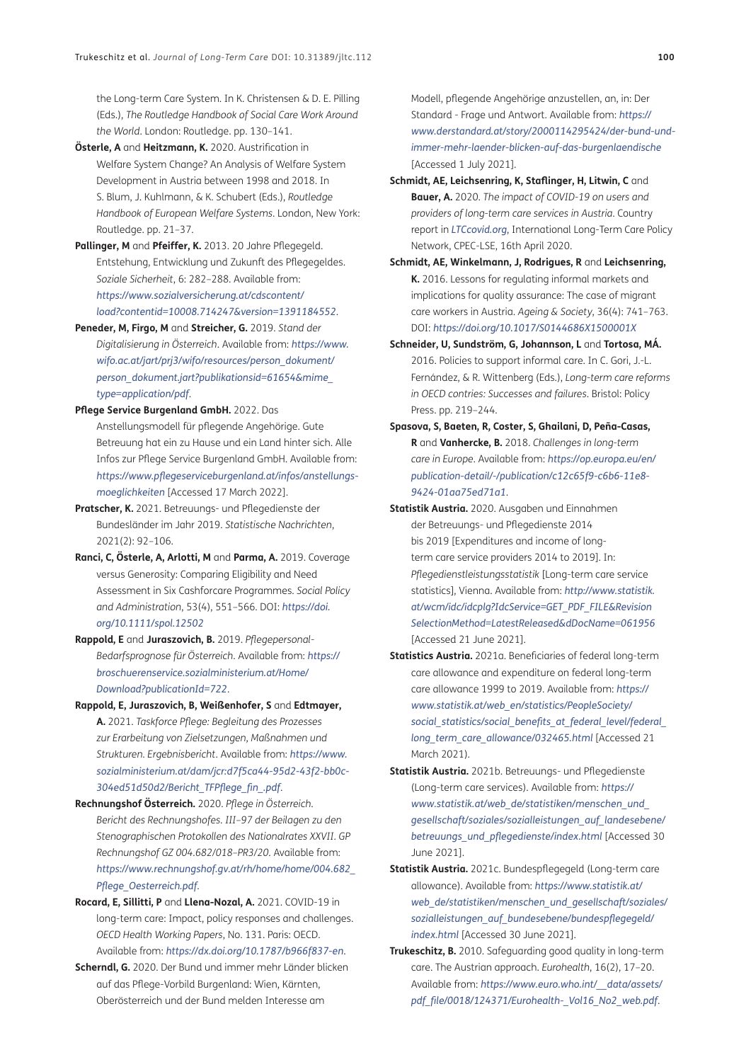the Long-term Care System. In K. Christensen & D. E. Pilling (Eds.), *The Routledge Handbook of Social Care Work Around the World*. London: Routledge. pp. 130–141.

**Österle, A** and **Heitzmann, K.** 2020. Austrification in Welfare System Change? An Analysis of Welfare System Development in Austria between 1998 and 2018. In S. Blum, J. Kuhlmann, & K. Schubert (Eds.), *Routledge Handbook of European Welfare Systems*. London, New York: Routledge. pp. 21–37.

**Pallinger, M** and **Pfeiffer, K.** 2013. 20 Jahre Pflegegeld. Entstehung, Entwicklung und Zukunft des Pflegegeldes. *Soziale Sicherheit*, 6: 282–288. Available from: *https://www.sozialversicherung.at/cdscontent/load?contentid=10008.714247&version=1391184552*.

**Peneder, M, Firgo, M** and **Streicher, G.** 2019. *Stand der Digitalisierung in Österreich*. Available from: *https://www.wifo.ac.at/jart/prj3/wifo/resources/person_dokument/person_dokument.jart?publikationsid=61654&mime_type=application/pdf*.

**Pflege Service Burgenland GmbH.** 2022. Das Anstellungsmodell für pflegende Angehörige. Gute Betreuung hat ein zu Hause und ein Land hinter sich. Alle Infos zur Pflege Service Burgenland GmbH. Available from: *https://www.pflegeserviceburgenland.at/infos/anstellungs-moeglichkeiten* [Accessed 17 March 2022].

**Pratscher, K.** 2021. Betreuungs- und Pflegedienste der Bundesländer im Jahr 2019. *Statistische Nachrichten*, 2021(2): 92–106.

**Ranci, C, Österle, A, Arlotti, M** and **Parma, A.** 2019. Coverage versus Generosity: Comparing Eligibility and Need Assessment in Six Cashforcare Programmes. *Social Policy and Administration*, 53(4), 551–566. DOI: *https://doi.org/10.1111/spol.12502*

**Rappold, E** and **Juraszovich, B.** 2019. *Pflegepersonal-Bedarfsprognose für Österreich*. Available from: *https://broschuerenservice.sozialministerium.at/Home/Download?publicationId=722*.

**Rappold, E, Juraszovich, B, Weißenhofer, S** and **Edtmayer, A.** 2021. *Taskforce Pflege: Begleitung des Prozesses zur Erarbeitung von Zielsetzungen, Maßnahmen und Strukturen. Ergebnisbericht*. Available from: *https://www.sozialministerium.at/dam/jcr:d7f5ca44-95d2-43f2-bb0c-304ed51d50d2/Bericht_TFPflege_fin_.pdf*.

**Rechnungshof Österreich.** 2020. *Pflege in Österreich. Bericht des Rechnungshofes. III–97 der Beilagen zu den Stenographischen Protokollen des Nationalrates XXVII. GP Rechnungshof GZ 004.682/018–PR3/20.* Available from: *https://www.rechnungshof.gv.at/rh/home/home/004.682_Pflege_Oesterreich.pdf*.

**Rocard, E, Sillitti, P** and **Llena-Nozal, A.** 2021. COVID-19 in long-term care: Impact, policy responses and challenges. *OECD Health Working Papers*, No. 131. Paris: OECD. Available from: *https://dx.doi.org/10.1787/b966f837-en*.

**Scherndl, G.** 2020. Der Bund und immer mehr Länder blicken auf das Pflege-Vorbild Burgenland: Wien, Kärnten, Oberösterreich und der Bund melden Interesse am Modell, pflegende Angehörige anzustellen, an, in: Der Standard - Frage und Antwort. Available from: *https://www.derstandard.at/story/2000114295424/der-bund-und-immer-mehr-laender-blicken-auf-das-burgenlaendische* [Accessed 1 July 2021].

**Schmidt, AE, Leichsenring, K, Staflinger, H, Litwin, C** and **Bauer, A.** 2020. *The impact of COVID-19 on users and providers of long-term care services in Austria*. Country report in *LTCcovid.org*, International Long-Term Care Policy Network, CPEC-LSE, 16th April 2020.

**Schmidt, AE, Winkelmann, J, Rodrigues, R** and **Leichsenring, K.** 2016. Lessons for regulating informal markets and implications for quality assurance: The case of migrant care workers in Austria. *Ageing & Society*, 36(4): 741–763. DOI: *https://doi.org/10.1017/S0144686X1500001X*

**Schneider, U, Sundström, G, Johannson, L** and **Tortosa, MÁ.** 2016. Policies to support informal care. In C. Gori, J.-L. Fernández, & R. Wittenberg (Eds.), *Long-term care reforms in OECD contries: Successes and failures*. Bristol: Policy Press. pp. 219–244.

**Spasova, S, Baeten, R, Coster, S, Ghailani, D, Peña-Casas, R** and **Vanhercke, B.** 2018. *Challenges in long-term care in Europe*. Available from: *https://op.europa.eu/en/publication-detail/-/publication/c12c65f9-c6b6-11e8-9424-01aa75ed71a1*.

**Statistik Austria.** 2020. Ausgaben und Einnahmen der Betreuungs- und Pflegedienste 2014 bis 2019 [Expenditures and income of long-term care service providers 2014 to 2019]. In: *Pflegedienstleistungsstatistik* [Long-term care service statistics], Vienna. Available from: *http://www.statistik.at/wcm/idc/idcplg?IdcService=GET_PDF_FILE&RevisionSelectionMethod=LatestReleased&dDocName=061956* [Accessed 21 June 2021].

**Statistics Austria.** 2021a. Beneficiaries of federal long-term care allowance and expenditure on federal long-term care allowance 1999 to 2019. Available from: *https://www.statistik.at/web_en/statistics/PeopleSociety/social_statistics/social_benefits_at_federal_level/federal_long_term_care_allowance/032465.html* [Accessed 21 March 2021).

**Statistik Austria.** 2021b. Betreuungs- und Pflegedienste (Long-term care services). Available from: *https://www.statistik.at/web_de/statistiken/menschen_und_gesellschaft/soziales/sozialleistungen_auf_landesebene/betreuungs_und_pflegedienste/index.html* [Accessed 30 June 2021].

**Statistik Austria.** 2021c. Bundespflegegeld (Long-term care allowance). Available from: *https://www.statistik.at/web_de/statistiken/menschen_und_gesellschaft/soziales/sozialleistungen_auf_bundesebene/bundespflegegeld/index.html* [Accessed 30 June 2021].

**Trukeschitz, B.** 2010. Safeguarding good quality in long-term care. The Austrian approach. *Eurohealth*, 16(2), 17–20. Available from: *https://www.euro.who.int/__data/assets/pdf_file/0018/124371/Eurohealth-_Vol16_No2_web.pdf*.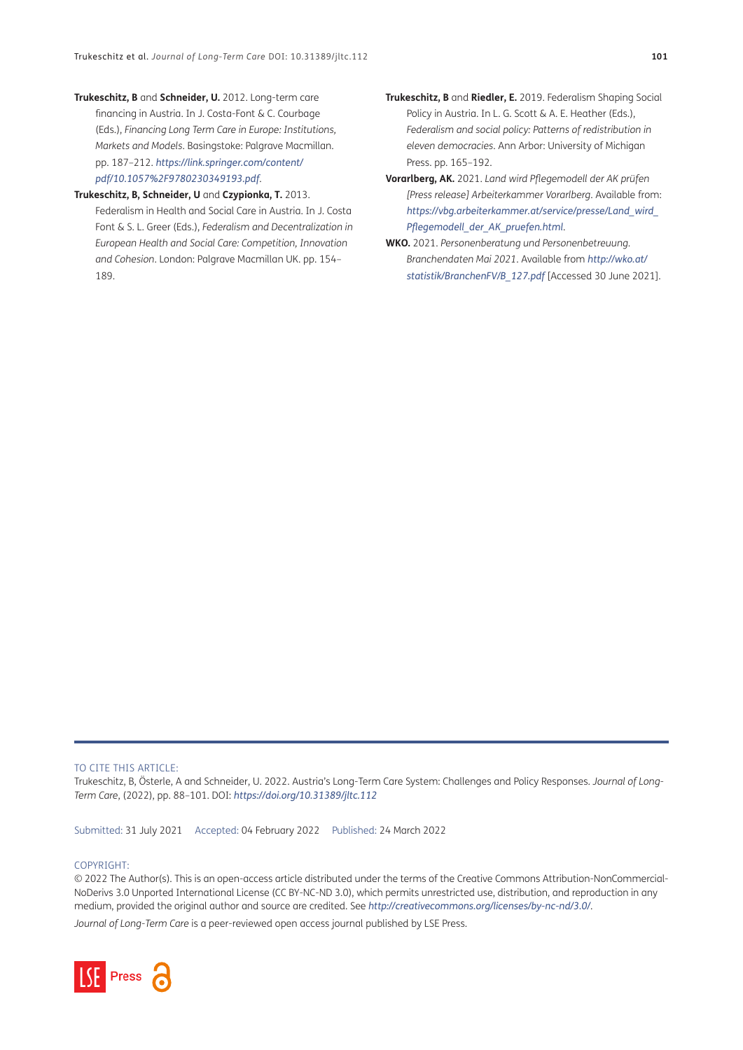**Trukeschitz, B** and **Schneider, U.** 2012. Long-term care financing in Austria. In J. Costa-Font & C. Courbage (Eds.), *Financing Long Term Care in Europe: Institutions, Markets and Models*. Basingstoke: Palgrave Macmillan. pp. 187–212. *https://link.springer.com/content/pdf/10.1057%2F9780230349193.pdf*.

**Trukeschitz, B, Schneider, U** and **Czypionka, T.** 2013. Federalism in Health and Social Care in Austria. In J. Costa Font & S. L. Greer (Eds.), *Federalism and Decentralization in European Health and Social Care: Competition, Innovation and Cohesion*. London: Palgrave Macmillan UK. pp. 154–189.

**Trukeschitz, B** and **Riedler, E.** 2019. Federalism Shaping Social Policy in Austria. In L. G. Scott & A. E. Heather (Eds.), *Federalism and social policy: Patterns of redistribution in eleven democracies*. Ann Arbor: University of Michigan Press. pp. 165–192.

**Vorarlberg, AK.** 2021. *Land wird Pflegemodell der AK prüfen [Press release] Arbeiterkammer Vorarlberg*. Available from: *https://vbg.arbeiterkammer.at/service/presse/Land_wird_Pflegemodell_der_AK_pruefen.html*.

**WKO.** 2021. *Personenberatung und Personenbetreuung. Branchendaten Mai 2021*. Available from *http://wko.at/statistik/BranchenFV/B_127.pdf* [Accessed 30 June 2021].

TO CITE THIS ARTICLE:

Trukeschitz, B, Österle, A and Schneider, U. 2022. Austria's Long-Term Care System: Challenges and Policy Responses. *Journal of Long-Term Care*, (2022), pp. 88–101. DOI: *https://doi.org/10.31389/jltc.112*

Submitted: 31 July 2021 Accepted: 04 February 2022 Published: 24 March 2022

COPYRIGHT:

© 2022 The Author(s). This is an open-access article distributed under the terms of the Creative Commons Attribution-NonCommercial-NoDerivs 3.0 Unported International License (CC BY-NC-ND 3.0), which permits unrestricted use, distribution, and reproduction in any medium, provided the original author and source are credited. See *http://creativecommons.org/licenses/by-nc-nd/3.0/*.

*Journal of Long-Term Care* is a peer-reviewed open access journal published by LSE Press.